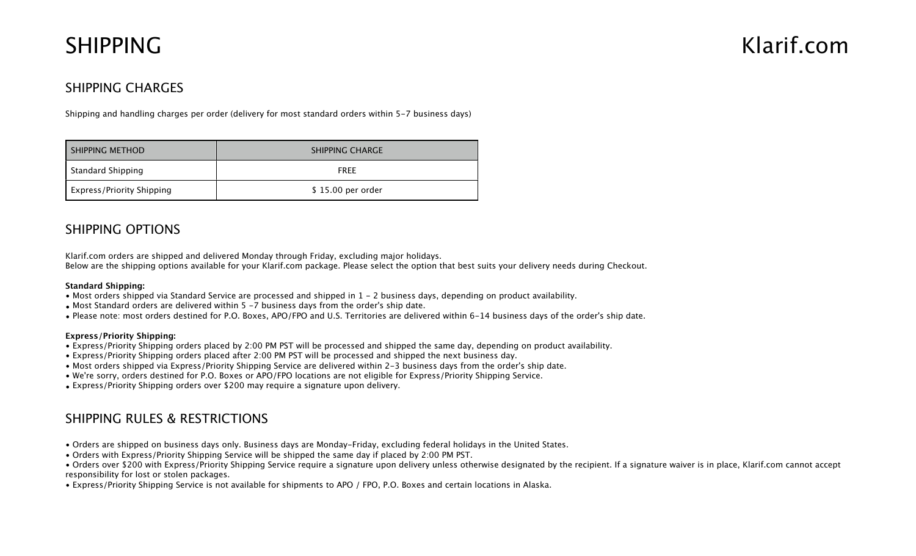# SHIPPING

Klarif.com

## SHIPPING CHARGES

Shipping and handling charges per order (delivery for most standard orders within 5-7 business days)

| SHIPPING METHOD | SHIPPING CHARGE |
|---|---|
| Standard Shipping | FREE |
| Express/Priority Shipping | $ 15.00 per order |

## SHIPPING OPTIONS

Klarif.com orders are shipped and delivered Monday through Friday, excluding major holidays.
Below are the shipping options available for your Klarif.com package. Please select the option that best suits your delivery needs during Checkout.

**Standard Shipping:**

- Most orders shipped via Standard Service are processed and shipped in 1 - 2 business days, depending on product availability.
- Most Standard orders are delivered within 5 -7 business days from the order's ship date.
- Please note: most orders destined for P.O. Boxes, APO/FPO and U.S. Territories are delivered within 6-14 business days of the order's ship date.

**Express/Priority Shipping:**

- Express/Priority Shipping orders placed by 2:00 PM PST will be processed and shipped the same day, depending on product availability.
- Express/Priority Shipping orders placed after 2:00 PM PST will be processed and shipped the next business day.
- Most orders shipped via Express/Priority Shipping Service are delivered within 2-3 business days from the order's ship date.
- We're sorry, orders destined for P.O. Boxes or APO/FPO locations are not eligible for Express/Priority Shipping Service.
- Express/Priority Shipping orders over $200 may require a signature upon delivery.

## SHIPPING RULES & RESTRICTIONS

- Orders are shipped on business days only. Business days are Monday-Friday, excluding federal holidays in the United States.
- Orders with Express/Priority Shipping Service will be shipped the same day if placed by 2:00 PM PST.
- Orders over $200 with Express/Priority Shipping Service require a signature upon delivery unless otherwise designated by the recipient. If a signature waiver is in place, Klarif.com cannot accept responsibility for lost or stolen packages.
- Express/Priority Shipping Service is not available for shipments to APO / FPO, P.O. Boxes and certain locations in Alaska.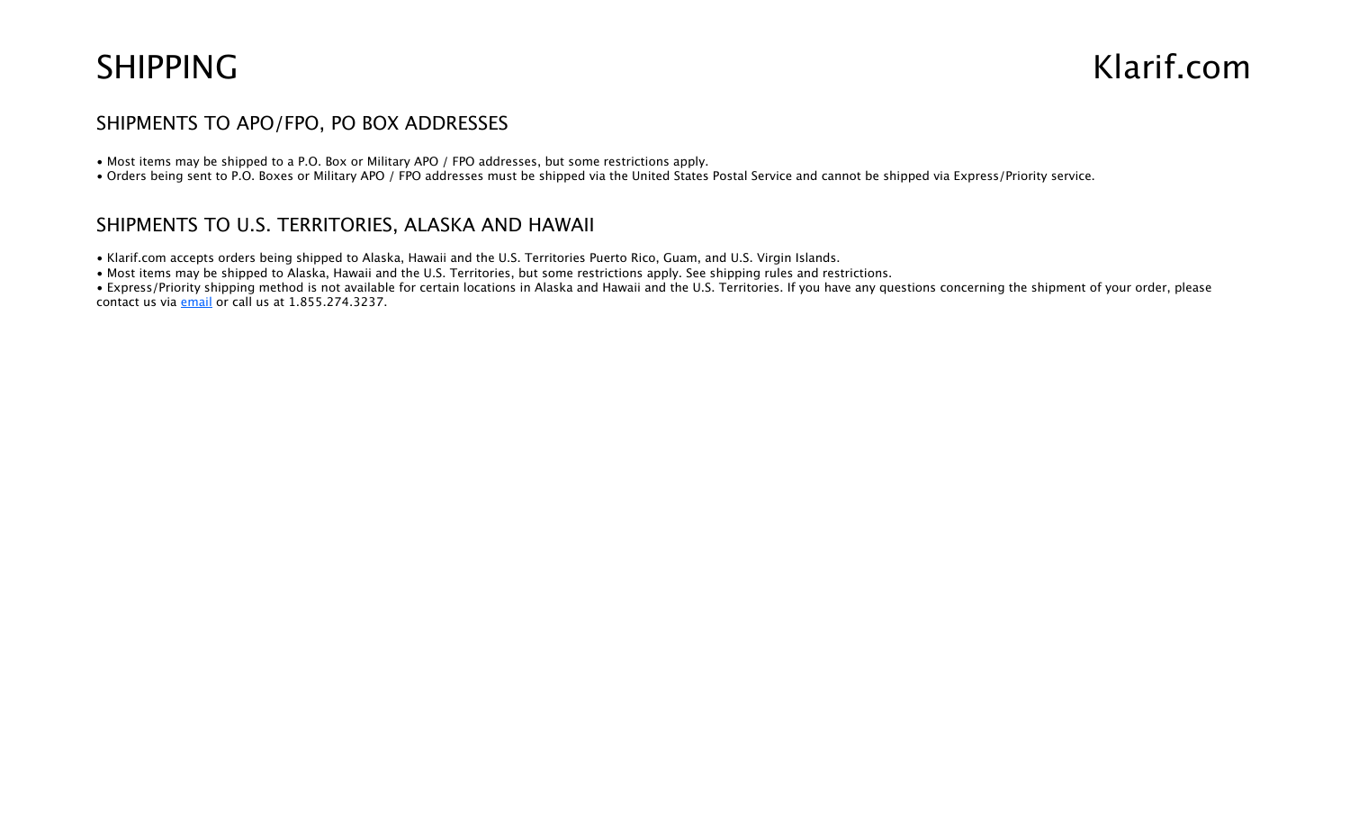# SHIPPING

Klarif.com

## SHIPMENTS TO APO/FPO, PO BOX ADDRESSES

• Most items may be shipped to a P.O. Box or Military APO / FPO addresses, but some restrictions apply.
• Orders being sent to P.O. Boxes or Military APO / FPO addresses must be shipped via the United States Postal Service and cannot be shipped via Express/Priority service.

## SHIPMENTS TO U.S. TERRITORIES, ALASKA AND HAWAII

• Klarif.com accepts orders being shipped to Alaska, Hawaii and the U.S. Territories Puerto Rico, Guam, and U.S. Virgin Islands.
• Most items may be shipped to Alaska, Hawaii and the U.S. Territories, but some restrictions apply. See shipping rules and restrictions.
• Express/Priority shipping method is not available for certain locations in Alaska and Hawaii and the U.S. Territories. If you have any questions concerning the shipment of your order, please contact us via email or call us at 1.855.274.3237.